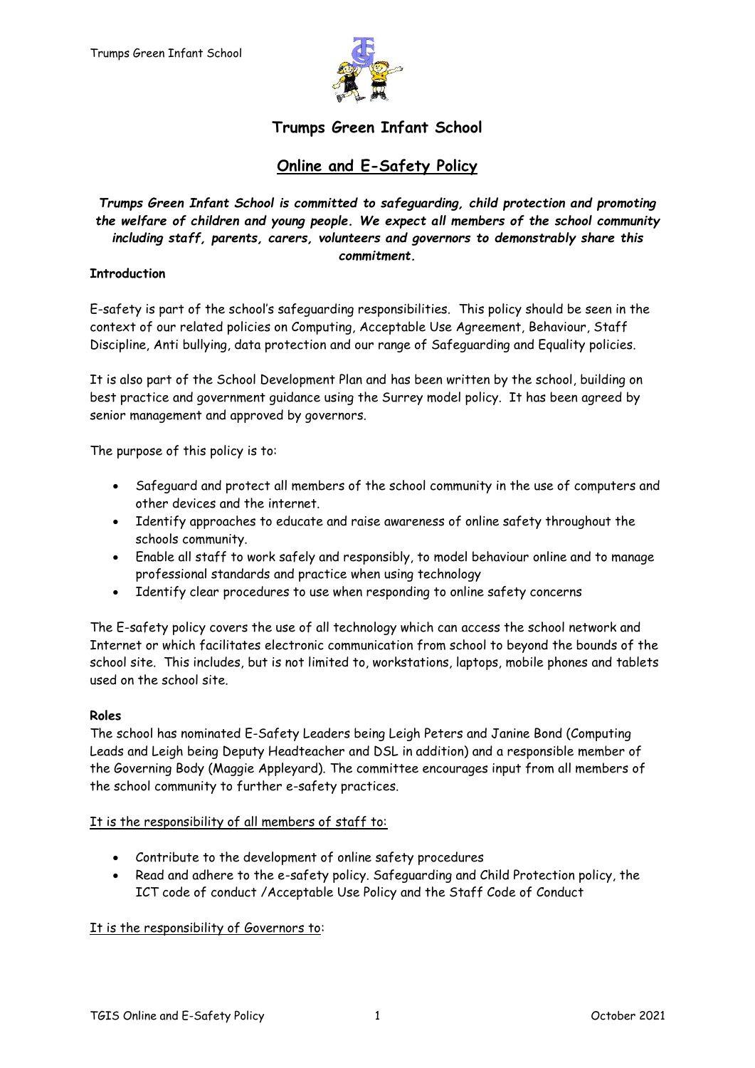# Trumps Green Infant School

## Online and E-Safety Policy

***Trumps Green Infant School is committed to safeguarding, child protection and promoting the welfare of children and young people. We expect all members of the school community including staff, parents, carers, volunteers and governors to demonstrably share this commitment.***

**Introduction**

E-safety is part of the school's safeguarding responsibilities. This policy should be seen in the context of our related policies on Computing, Acceptable Use Agreement, Behaviour, Staff Discipline, Anti bullying, data protection and our range of Safeguarding and Equality policies.

It is also part of the School Development Plan and has been written by the school, building on best practice and government guidance using the Surrey model policy. It has been agreed by senior management and approved by governors.

The purpose of this policy is to:

- Safeguard and protect all members of the school community in the use of computers and other devices and the internet.
- Identify approaches to educate and raise awareness of online safety throughout the schools community.
- Enable all staff to work safely and responsibly, to model behaviour online and to manage professional standards and practice when using technology
- Identify clear procedures to use when responding to online safety concerns

The E-safety policy covers the use of all technology which can access the school network and Internet or which facilitates electronic communication from school to beyond the bounds of the school site. This includes, but is not limited to, workstations, laptops, mobile phones and tablets used on the school site.

**Roles**

The school has nominated E-Safety Leaders being Leigh Peters and Janine Bond (Computing Leads and Leigh being Deputy Headteacher and DSL in addition) and a responsible member of the Governing Body (Maggie Appleyard). The committee encourages input from all members of the school community to further e-safety practices.

<u>It is the responsibility of all members of staff to:</u>

- Contribute to the development of online safety procedures
- Read and adhere to the e-safety policy. Safeguarding and Child Protection policy, the ICT code of conduct /Acceptable Use Policy and the Staff Code of Conduct

<u>It is the responsibility of Governors to</u>: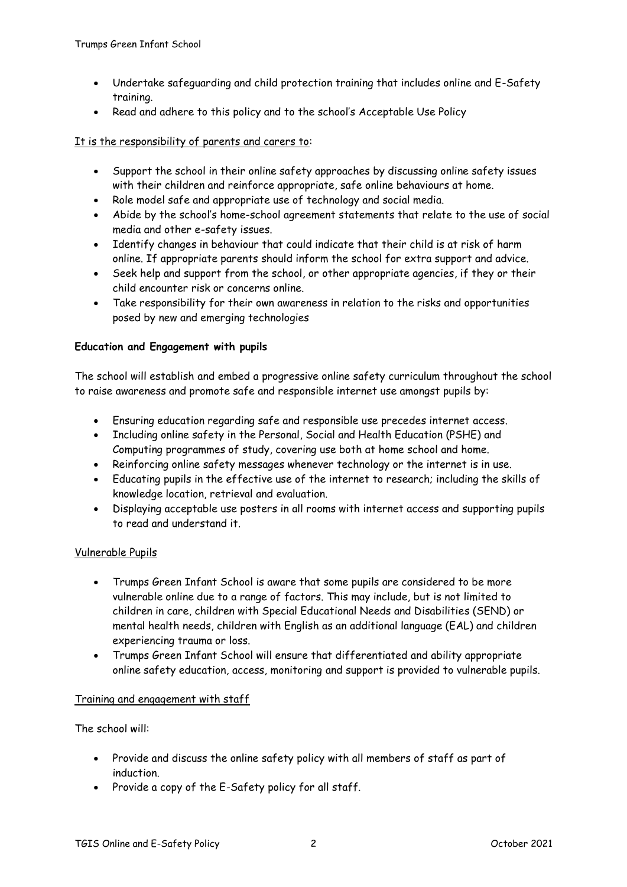- Undertake safeguarding and child protection training that includes online and E-Safety training.
- Read and adhere to this policy and to the school's Acceptable Use Policy

It is the responsibility of parents and carers to:

- Support the school in their online safety approaches by discussing online safety issues with their children and reinforce appropriate, safe online behaviours at home.
- Role model safe and appropriate use of technology and social media.
- Abide by the school's home-school agreement statements that relate to the use of social media and other e-safety issues.
- Identify changes in behaviour that could indicate that their child is at risk of harm online. If appropriate parents should inform the school for extra support and advice.
- Seek help and support from the school, or other appropriate agencies, if they or their child encounter risk or concerns online.
- Take responsibility for their own awareness in relation to the risks and opportunities posed by new and emerging technologies

**Education and Engagement with pupils**

The school will establish and embed a progressive online safety curriculum throughout the school to raise awareness and promote safe and responsible internet use amongst pupils by:

- Ensuring education regarding safe and responsible use precedes internet access.
- Including online safety in the Personal, Social and Health Education (PSHE) and Computing programmes of study, covering use both at home school and home.
- Reinforcing online safety messages whenever technology or the internet is in use.
- Educating pupils in the effective use of the internet to research; including the skills of knowledge location, retrieval and evaluation.
- Displaying acceptable use posters in all rooms with internet access and supporting pupils to read and understand it.

Vulnerable Pupils

- Trumps Green Infant School is aware that some pupils are considered to be more vulnerable online due to a range of factors. This may include, but is not limited to children in care, children with Special Educational Needs and Disabilities (SEND) or mental health needs, children with English as an additional language (EAL) and children experiencing trauma or loss.
- Trumps Green Infant School will ensure that differentiated and ability appropriate online safety education, access, monitoring and support is provided to vulnerable pupils.

Training and engagement with staff

The school will:

- Provide and discuss the online safety policy with all members of staff as part of induction.
- Provide a copy of the E-Safety policy for all staff.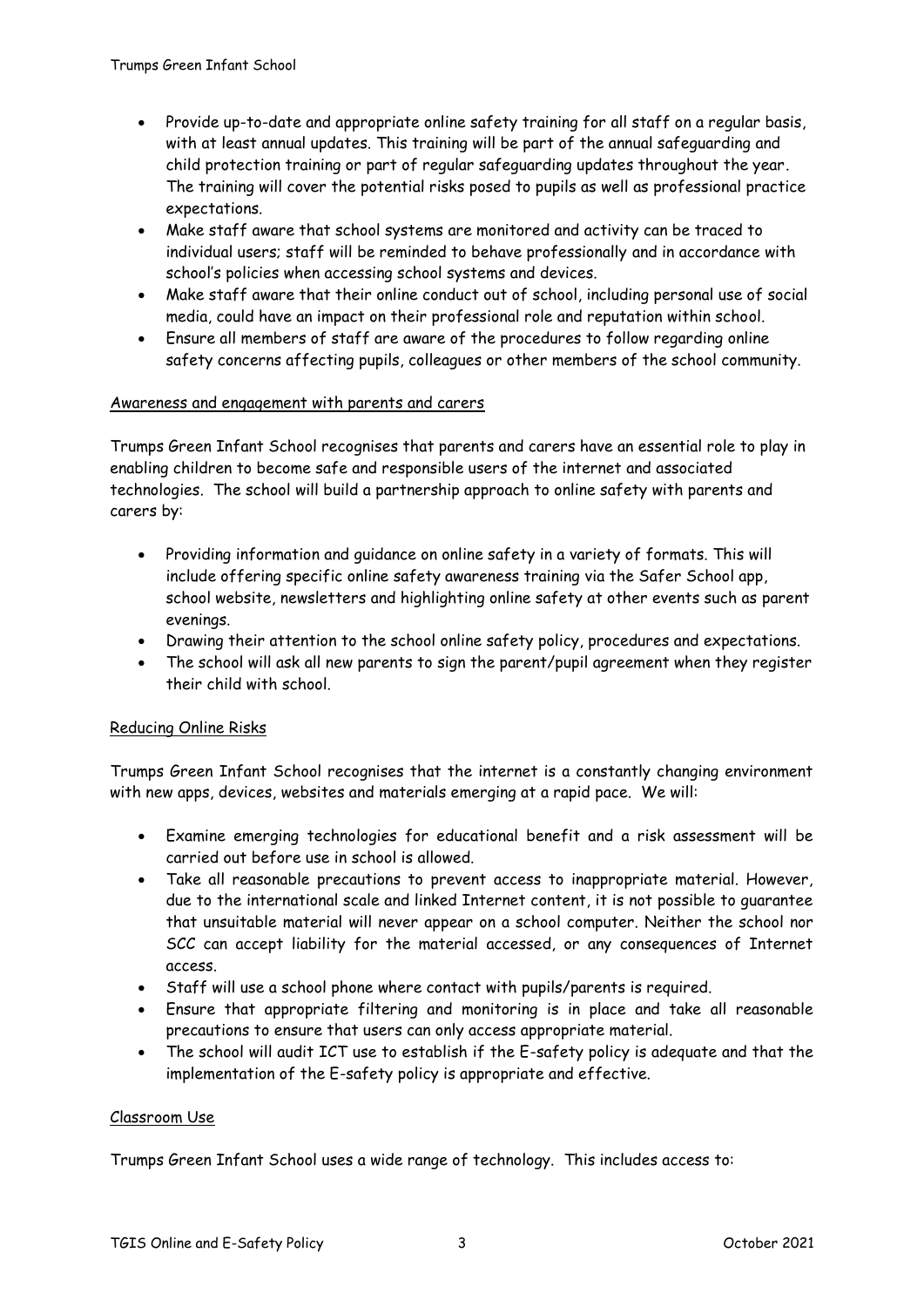- Provide up-to-date and appropriate online safety training for all staff on a regular basis, with at least annual updates. This training will be part of the annual safeguarding and child protection training or part of regular safeguarding updates throughout the year. The training will cover the potential risks posed to pupils as well as professional practice expectations.
- Make staff aware that school systems are monitored and activity can be traced to individual users; staff will be reminded to behave professionally and in accordance with school's policies when accessing school systems and devices.
- Make staff aware that their online conduct out of school, including personal use of social media, could have an impact on their professional role and reputation within school.
- Ensure all members of staff are aware of the procedures to follow regarding online safety concerns affecting pupils, colleagues or other members of the school community.

<u>Awareness and engagement with parents and carers</u>

Trumps Green Infant School recognises that parents and carers have an essential role to play in enabling children to become safe and responsible users of the internet and associated technologies. The school will build a partnership approach to online safety with parents and carers by:

- Providing information and guidance on online safety in a variety of formats. This will include offering specific online safety awareness training via the Safer School app, school website, newsletters and highlighting online safety at other events such as parent evenings.
- Drawing their attention to the school online safety policy, procedures and expectations.
- The school will ask all new parents to sign the parent/pupil agreement when they register their child with school.

<u>Reducing Online Risks</u>

Trumps Green Infant School recognises that the internet is a constantly changing environment with new apps, devices, websites and materials emerging at a rapid pace. We will:

- Examine emerging technologies for educational benefit and a risk assessment will be carried out before use in school is allowed.
- Take all reasonable precautions to prevent access to inappropriate material. However, due to the international scale and linked Internet content, it is not possible to guarantee that unsuitable material will never appear on a school computer. Neither the school nor SCC can accept liability for the material accessed, or any consequences of Internet access.
- Staff will use a school phone where contact with pupils/parents is required.
- Ensure that appropriate filtering and monitoring is in place and take all reasonable precautions to ensure that users can only access appropriate material.
- The school will audit ICT use to establish if the E-safety policy is adequate and that the implementation of the E-safety policy is appropriate and effective.

<u>Classroom Use</u>

Trumps Green Infant School uses a wide range of technology. This includes access to: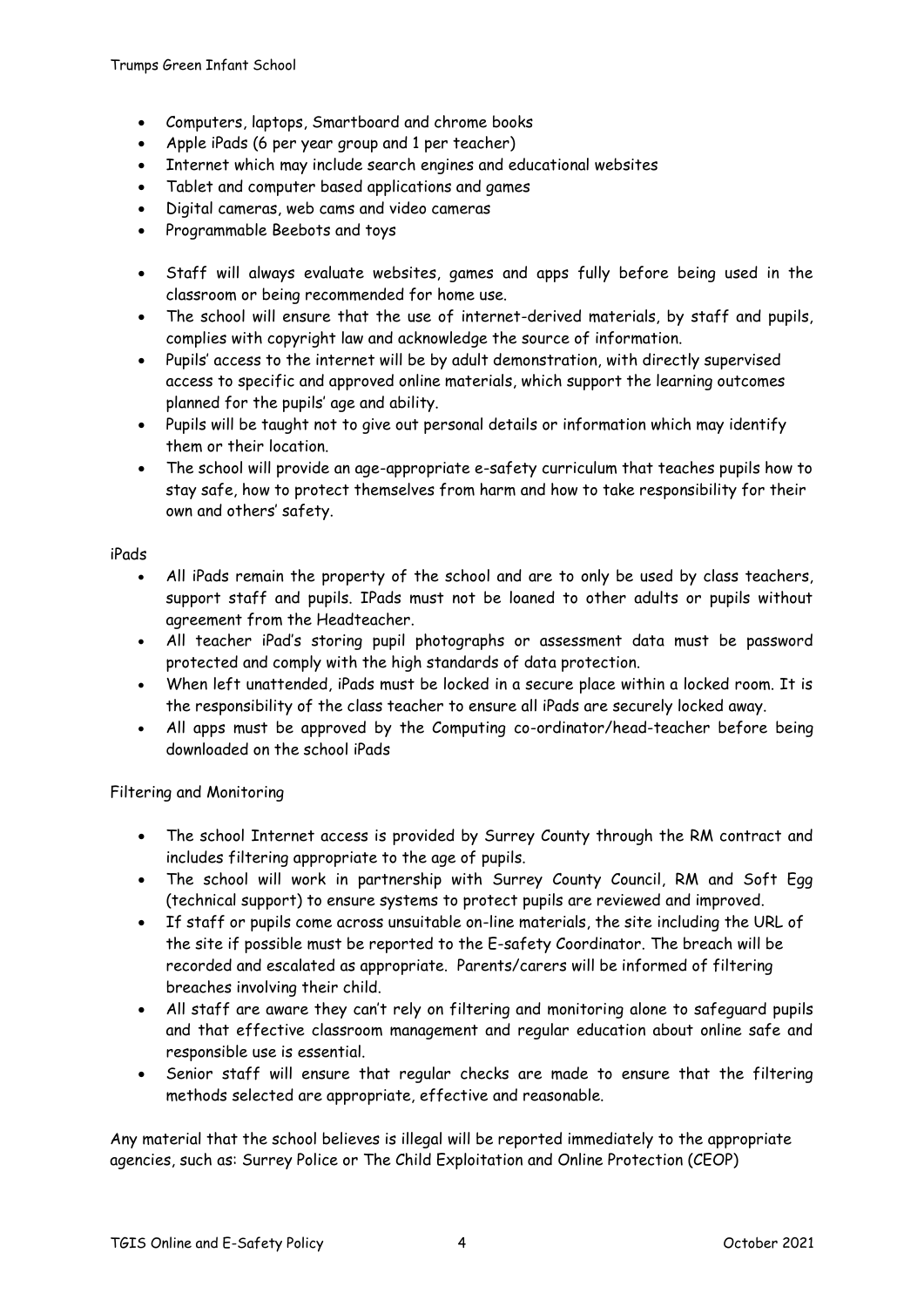- Computers, laptops, Smartboard and chrome books
- Apple iPads (6 per year group and 1 per teacher)
- Internet which may include search engines and educational websites
- Tablet and computer based applications and games
- Digital cameras, web cams and video cameras
- Programmable Beebots and toys

- Staff will always evaluate websites, games and apps fully before being used in the classroom or being recommended for home use.
- The school will ensure that the use of internet-derived materials, by staff and pupils, complies with copyright law and acknowledge the source of information.
- Pupils' access to the internet will be by adult demonstration, with directly supervised access to specific and approved online materials, which support the learning outcomes planned for the pupils' age and ability.
- Pupils will be taught not to give out personal details or information which may identify them or their location.
- The school will provide an age-appropriate e-safety curriculum that teaches pupils how to stay safe, how to protect themselves from harm and how to take responsibility for their own and others' safety.

iPads

- All iPads remain the property of the school and are to only be used by class teachers, support staff and pupils. IPads must not be loaned to other adults or pupils without agreement from the Headteacher.
- All teacher iPad's storing pupil photographs or assessment data must be password protected and comply with the high standards of data protection.
- When left unattended, iPads must be locked in a secure place within a locked room. It is the responsibility of the class teacher to ensure all iPads are securely locked away.
- All apps must be approved by the Computing co-ordinator/head-teacher before being downloaded on the school iPads

Filtering and Monitoring

- The school Internet access is provided by Surrey County through the RM contract and includes filtering appropriate to the age of pupils.
- The school will work in partnership with Surrey County Council, RM and Soft Egg (technical support) to ensure systems to protect pupils are reviewed and improved.
- If staff or pupils come across unsuitable on-line materials, the site including the URL of the site if possible must be reported to the E-safety Coordinator. The breach will be recorded and escalated as appropriate. Parents/carers will be informed of filtering breaches involving their child.
- All staff are aware they can't rely on filtering and monitoring alone to safeguard pupils and that effective classroom management and regular education about online safe and responsible use is essential.
- Senior staff will ensure that regular checks are made to ensure that the filtering methods selected are appropriate, effective and reasonable.

Any material that the school believes is illegal will be reported immediately to the appropriate agencies, such as: Surrey Police or The Child Exploitation and Online Protection (CEOP)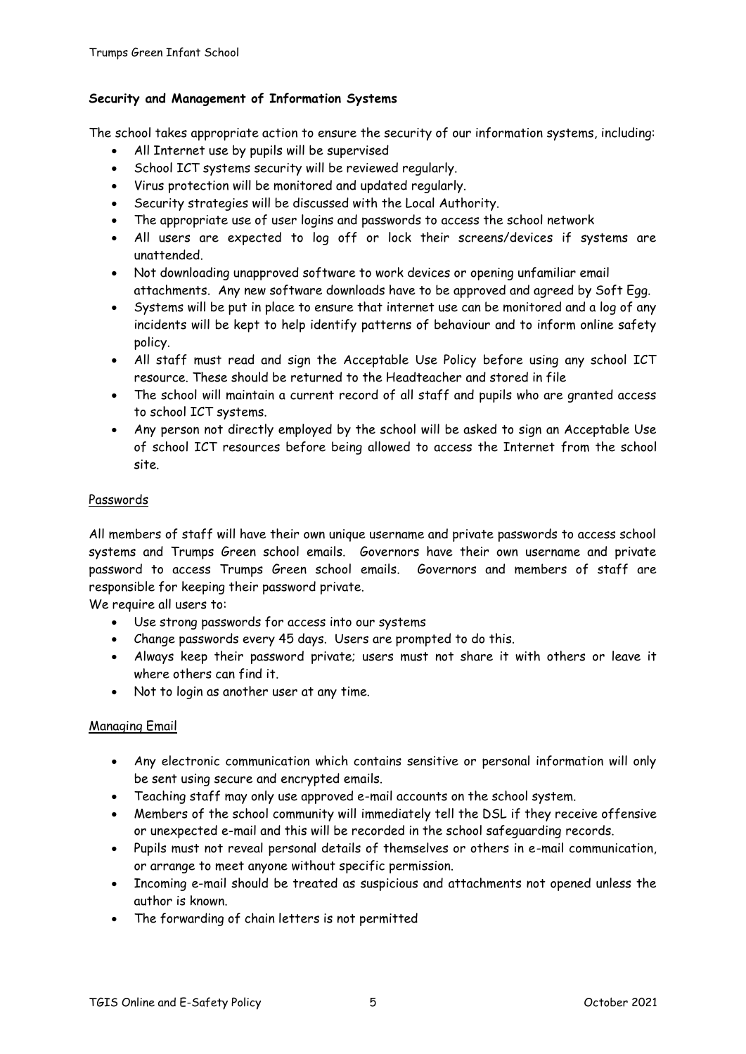**Security and Management of Information Systems**

The school takes appropriate action to ensure the security of our information systems, including:

- All Internet use by pupils will be supervised
- School ICT systems security will be reviewed regularly.
- Virus protection will be monitored and updated regularly.
- Security strategies will be discussed with the Local Authority.
- The appropriate use of user logins and passwords to access the school network
- All users are expected to log off or lock their screens/devices if systems are unattended.
- Not downloading unapproved software to work devices or opening unfamiliar email attachments. Any new software downloads have to be approved and agreed by Soft Egg.
- Systems will be put in place to ensure that internet use can be monitored and a log of any incidents will be kept to help identify patterns of behaviour and to inform online safety policy.
- All staff must read and sign the Acceptable Use Policy before using any school ICT resource. These should be returned to the Headteacher and stored in file
- The school will maintain a current record of all staff and pupils who are granted access to school ICT systems.
- Any person not directly employed by the school will be asked to sign an Acceptable Use of school ICT resources before being allowed to access the Internet from the school site.

<u>Passwords</u>

All members of staff will have their own unique username and private passwords to access school systems and Trumps Green school emails. Governors have their own username and private password to access Trumps Green school emails. Governors and members of staff are responsible for keeping their password private.

We require all users to:

- Use strong passwords for access into our systems
- Change passwords every 45 days. Users are prompted to do this.
- Always keep their password private; users must not share it with others or leave it where others can find it.
- Not to login as another user at any time.

<u>Managing Email</u>

- Any electronic communication which contains sensitive or personal information will only be sent using secure and encrypted emails.
- Teaching staff may only use approved e-mail accounts on the school system.
- Members of the school community will immediately tell the DSL if they receive offensive or unexpected e-mail and this will be recorded in the school safeguarding records.
- Pupils must not reveal personal details of themselves or others in e-mail communication, or arrange to meet anyone without specific permission.
- Incoming e-mail should be treated as suspicious and attachments not opened unless the author is known.
- The forwarding of chain letters is not permitted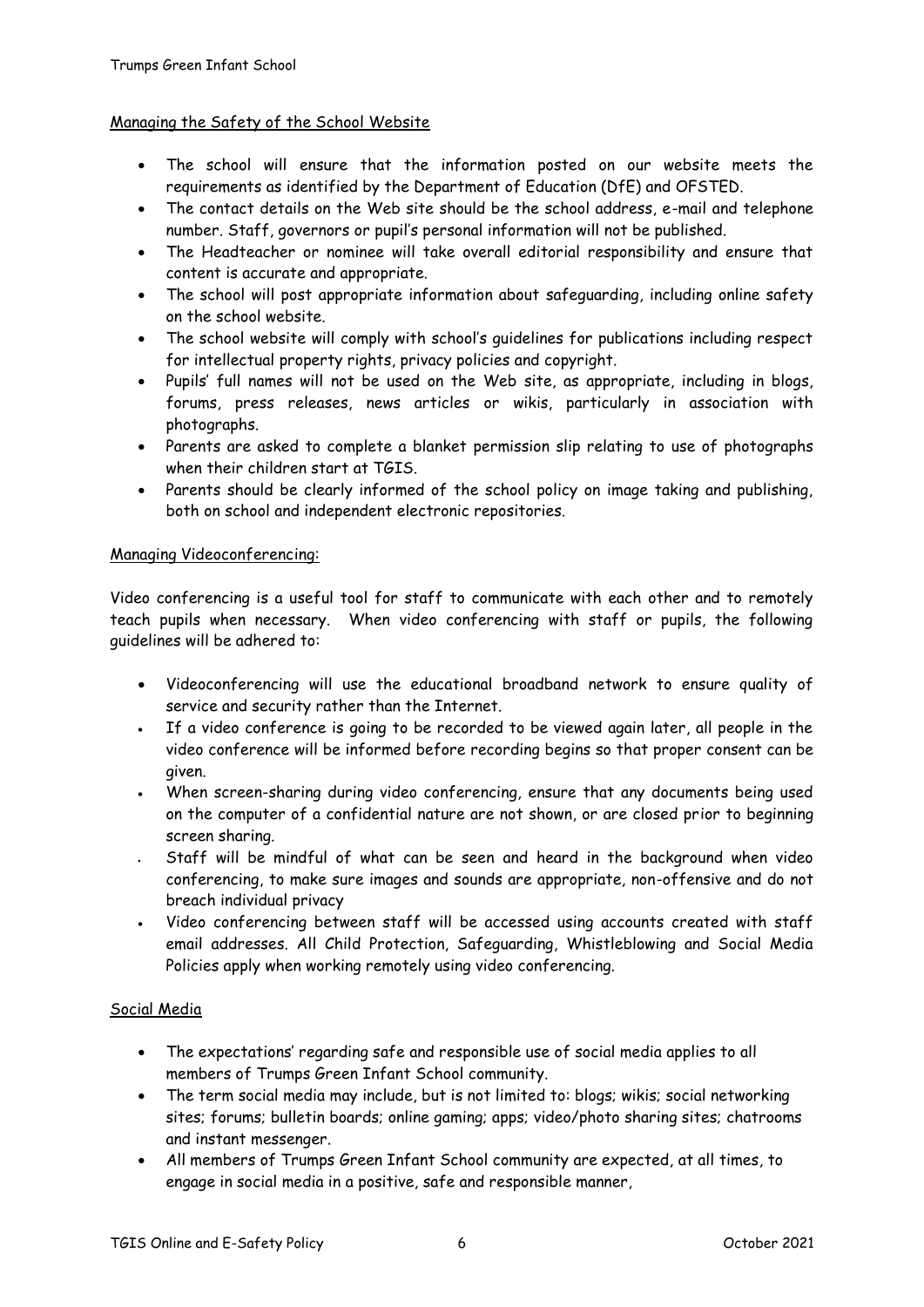## Managing the Safety of the School Website

- The school will ensure that the information posted on our website meets the requirements as identified by the Department of Education (DfE) and OFSTED.
- The contact details on the Web site should be the school address, e-mail and telephone number. Staff, governors or pupil's personal information will not be published.
- The Headteacher or nominee will take overall editorial responsibility and ensure that content is accurate and appropriate.
- The school will post appropriate information about safeguarding, including online safety on the school website.
- The school website will comply with school's guidelines for publications including respect for intellectual property rights, privacy policies and copyright.
- Pupils' full names will not be used on the Web site, as appropriate, including in blogs, forums, press releases, news articles or wikis, particularly in association with photographs.
- Parents are asked to complete a blanket permission slip relating to use of photographs when their children start at TGIS.
- Parents should be clearly informed of the school policy on image taking and publishing, both on school and independent electronic repositories.

## Managing Videoconferencing:

Video conferencing is a useful tool for staff to communicate with each other and to remotely teach pupils when necessary. When video conferencing with staff or pupils, the following guidelines will be adhered to:

- Videoconferencing will use the educational broadband network to ensure quality of service and security rather than the Internet.
- If a video conference is going to be recorded to be viewed again later, all people in the video conference will be informed before recording begins so that proper consent can be given.
- When screen-sharing during video conferencing, ensure that any documents being used on the computer of a confidential nature are not shown, or are closed prior to beginning screen sharing.
- Staff will be mindful of what can be seen and heard in the background when video conferencing, to make sure images and sounds are appropriate, non-offensive and do not breach individual privacy
- Video conferencing between staff will be accessed using accounts created with staff email addresses. All Child Protection, Safeguarding, Whistleblowing and Social Media Policies apply when working remotely using video conferencing.

## Social Media

- The expectations' regarding safe and responsible use of social media applies to all members of Trumps Green Infant School community.
- The term social media may include, but is not limited to: blogs; wikis; social networking sites; forums; bulletin boards; online gaming; apps; video/photo sharing sites; chatrooms and instant messenger.
- All members of Trumps Green Infant School community are expected, at all times, to engage in social media in a positive, safe and responsible manner,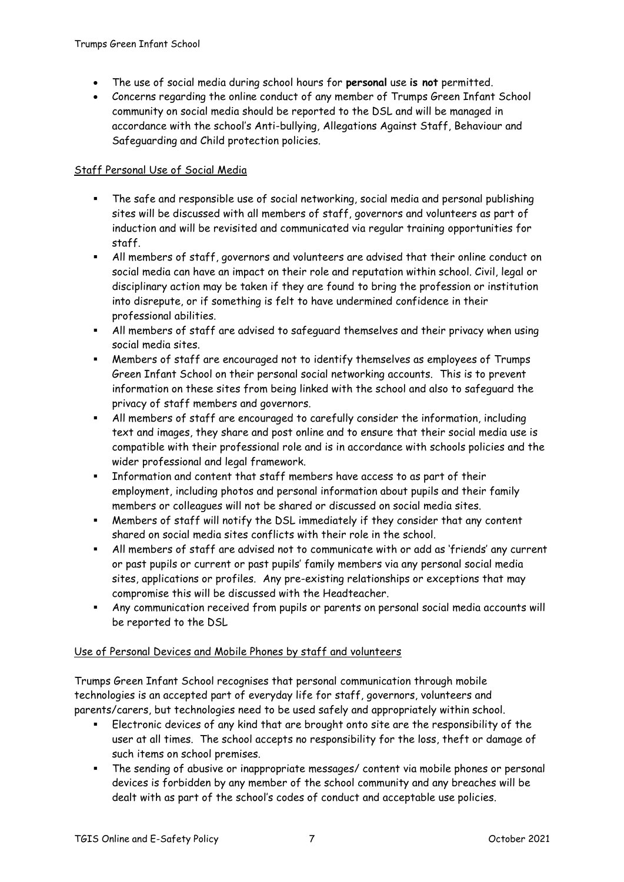- The use of social media during school hours for **personal** use **is not** permitted.
- Concerns regarding the online conduct of any member of Trumps Green Infant School community on social media should be reported to the DSL and will be managed in accordance with the school's Anti-bullying, Allegations Against Staff, Behaviour and Safeguarding and Child protection policies.

<u>Staff Personal Use of Social Media</u>

- The safe and responsible use of social networking, social media and personal publishing sites will be discussed with all members of staff, governors and volunteers as part of induction and will be revisited and communicated via regular training opportunities for staff.
- All members of staff, governors and volunteers are advised that their online conduct on social media can have an impact on their role and reputation within school. Civil, legal or disciplinary action may be taken if they are found to bring the profession or institution into disrepute, or if something is felt to have undermined confidence in their professional abilities.
- All members of staff are advised to safeguard themselves and their privacy when using social media sites.
- Members of staff are encouraged not to identify themselves as employees of Trumps Green Infant School on their personal social networking accounts. This is to prevent information on these sites from being linked with the school and also to safeguard the privacy of staff members and governors.
- All members of staff are encouraged to carefully consider the information, including text and images, they share and post online and to ensure that their social media use is compatible with their professional role and is in accordance with schools policies and the wider professional and legal framework.
- Information and content that staff members have access to as part of their employment, including photos and personal information about pupils and their family members or colleagues will not be shared or discussed on social media sites.
- Members of staff will notify the DSL immediately if they consider that any content shared on social media sites conflicts with their role in the school.
- All members of staff are advised not to communicate with or add as 'friends' any current or past pupils or current or past pupils' family members via any personal social media sites, applications or profiles. Any pre-existing relationships or exceptions that may compromise this will be discussed with the Headteacher.
- Any communication received from pupils or parents on personal social media accounts will be reported to the DSL

<u>Use of Personal Devices and Mobile Phones by staff and volunteers</u>

Trumps Green Infant School recognises that personal communication through mobile technologies is an accepted part of everyday life for staff, governors, volunteers and parents/carers, but technologies need to be used safely and appropriately within school.

- Electronic devices of any kind that are brought onto site are the responsibility of the user at all times. The school accepts no responsibility for the loss, theft or damage of such items on school premises.
- The sending of abusive or inappropriate messages/ content via mobile phones or personal devices is forbidden by any member of the school community and any breaches will be dealt with as part of the school's codes of conduct and acceptable use policies.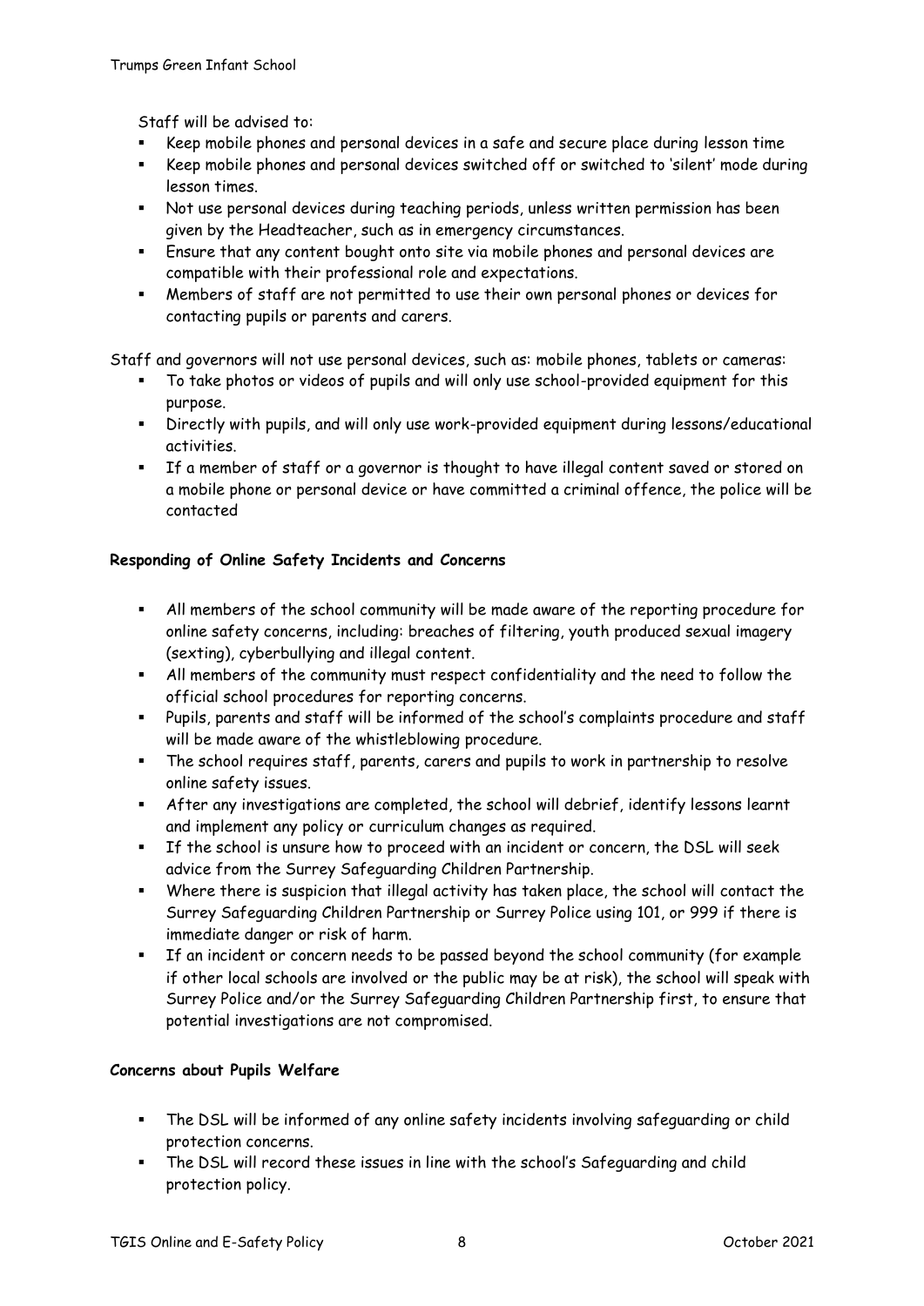Staff will be advised to:

- Keep mobile phones and personal devices in a safe and secure place during lesson time
- Keep mobile phones and personal devices switched off or switched to 'silent' mode during lesson times.
- Not use personal devices during teaching periods, unless written permission has been given by the Headteacher, such as in emergency circumstances.
- Ensure that any content bought onto site via mobile phones and personal devices are compatible with their professional role and expectations.
- Members of staff are not permitted to use their own personal phones or devices for contacting pupils or parents and carers.

Staff and governors will not use personal devices, such as: mobile phones, tablets or cameras:

- To take photos or videos of pupils and will only use school-provided equipment for this purpose.
- Directly with pupils, and will only use work-provided equipment during lessons/educational activities.
- If a member of staff or a governor is thought to have illegal content saved or stored on a mobile phone or personal device or have committed a criminal offence, the police will be contacted

**Responding of Online Safety Incidents and Concerns**

- All members of the school community will be made aware of the reporting procedure for online safety concerns, including: breaches of filtering, youth produced sexual imagery (sexting), cyberbullying and illegal content.
- All members of the community must respect confidentiality and the need to follow the official school procedures for reporting concerns.
- Pupils, parents and staff will be informed of the school's complaints procedure and staff will be made aware of the whistleblowing procedure.
- The school requires staff, parents, carers and pupils to work in partnership to resolve online safety issues.
- After any investigations are completed, the school will debrief, identify lessons learnt and implement any policy or curriculum changes as required.
- If the school is unsure how to proceed with an incident or concern, the DSL will seek advice from the Surrey Safeguarding Children Partnership.
- Where there is suspicion that illegal activity has taken place, the school will contact the Surrey Safeguarding Children Partnership or Surrey Police using 101, or 999 if there is immediate danger or risk of harm.
- If an incident or concern needs to be passed beyond the school community (for example if other local schools are involved or the public may be at risk), the school will speak with Surrey Police and/or the Surrey Safeguarding Children Partnership first, to ensure that potential investigations are not compromised.

**Concerns about Pupils Welfare**

- The DSL will be informed of any online safety incidents involving safeguarding or child protection concerns.
- The DSL will record these issues in line with the school's Safeguarding and child protection policy.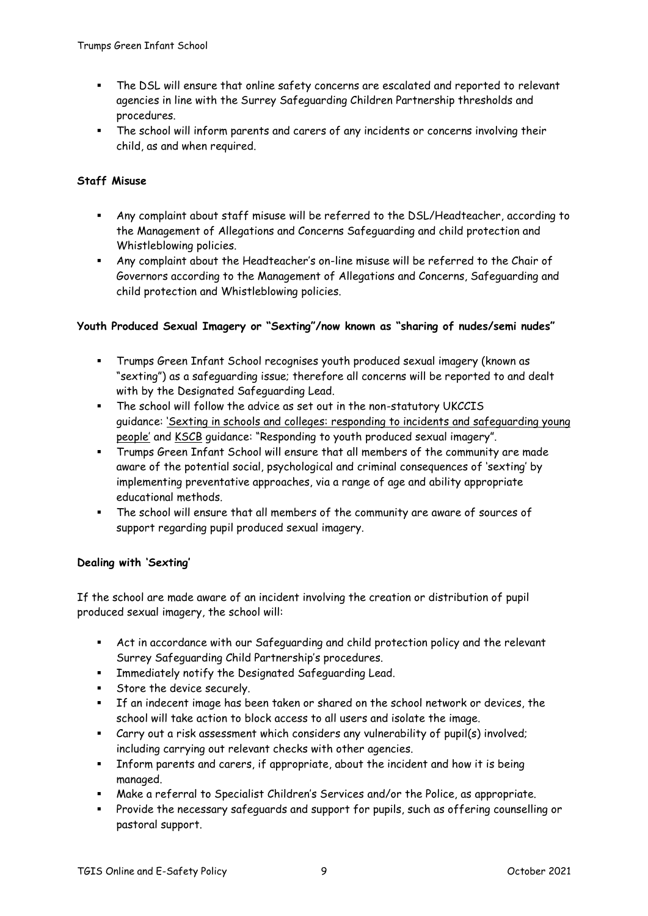- The DSL will ensure that online safety concerns are escalated and reported to relevant agencies in line with the Surrey Safeguarding Children Partnership thresholds and procedures.
- The school will inform parents and carers of any incidents or concerns involving their child, as and when required.

**Staff Misuse**

- Any complaint about staff misuse will be referred to the DSL/Headteacher, according to the Management of Allegations and Concerns Safeguarding and child protection and Whistleblowing policies.
- Any complaint about the Headteacher's on-line misuse will be referred to the Chair of Governors according to the Management of Allegations and Concerns, Safeguarding and child protection and Whistleblowing policies.

**Youth Produced Sexual Imagery or "Sexting"/now known as "sharing of nudes/semi nudes"**

- Trumps Green Infant School recognises youth produced sexual imagery (known as "sexting") as a safeguarding issue; therefore all concerns will be reported to and dealt with by the Designated Safeguarding Lead.
- The school will follow the advice as set out in the non-statutory UKCCIS guidance: 'Sexting in schools and colleges: responding to incidents and safeguarding young people' and KSCB guidance: "Responding to youth produced sexual imagery".
- Trumps Green Infant School will ensure that all members of the community are made aware of the potential social, psychological and criminal consequences of 'sexting' by implementing preventative approaches, via a range of age and ability appropriate educational methods.
- The school will ensure that all members of the community are aware of sources of support regarding pupil produced sexual imagery.

**Dealing with 'Sexting'**

If the school are made aware of an incident involving the creation or distribution of pupil produced sexual imagery, the school will:

- Act in accordance with our Safeguarding and child protection policy and the relevant Surrey Safeguarding Child Partnership's procedures.
- Immediately notify the Designated Safeguarding Lead.
- Store the device securely.
- If an indecent image has been taken or shared on the school network or devices, the school will take action to block access to all users and isolate the image.
- Carry out a risk assessment which considers any vulnerability of pupil(s) involved; including carrying out relevant checks with other agencies.
- Inform parents and carers, if appropriate, about the incident and how it is being managed.
- Make a referral to Specialist Children's Services and/or the Police, as appropriate.
- Provide the necessary safeguards and support for pupils, such as offering counselling or pastoral support.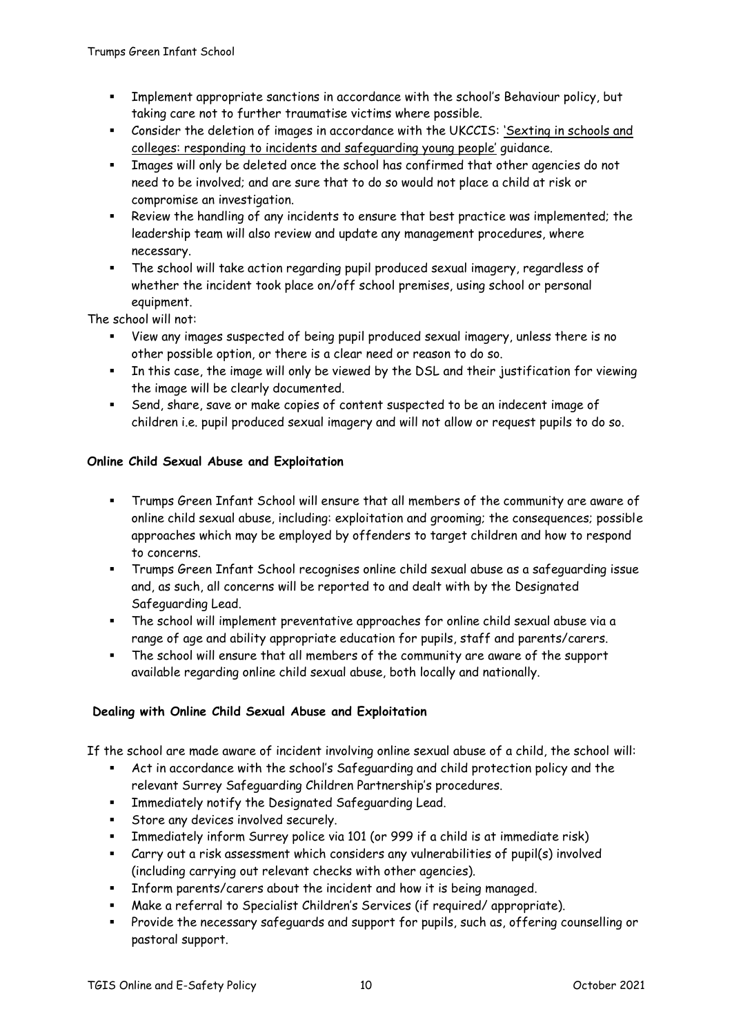- Implement appropriate sanctions in accordance with the school's Behaviour policy, but taking care not to further traumatise victims where possible.
- Consider the deletion of images in accordance with the UKCCIS: 'Sexting in schools and colleges: responding to incidents and safeguarding young people' guidance.
- Images will only be deleted once the school has confirmed that other agencies do not need to be involved; and are sure that to do so would not place a child at risk or compromise an investigation.
- Review the handling of any incidents to ensure that best practice was implemented; the leadership team will also review and update any management procedures, where necessary.
- The school will take action regarding pupil produced sexual imagery, regardless of whether the incident took place on/off school premises, using school or personal equipment.

The school will not:

- View any images suspected of being pupil produced sexual imagery, unless there is no other possible option, or there is a clear need or reason to do so.
- In this case, the image will only be viewed by the DSL and their justification for viewing the image will be clearly documented.
- Send, share, save or make copies of content suspected to be an indecent image of children i.e. pupil produced sexual imagery and will not allow or request pupils to do so.

**Online Child Sexual Abuse and Exploitation**

- Trumps Green Infant School will ensure that all members of the community are aware of online child sexual abuse, including: exploitation and grooming; the consequences; possible approaches which may be employed by offenders to target children and how to respond to concerns.
- Trumps Green Infant School recognises online child sexual abuse as a safeguarding issue and, as such, all concerns will be reported to and dealt with by the Designated Safeguarding Lead.
- The school will implement preventative approaches for online child sexual abuse via a range of age and ability appropriate education for pupils, staff and parents/carers.
- The school will ensure that all members of the community are aware of the support available regarding online child sexual abuse, both locally and nationally.

**Dealing with Online Child Sexual Abuse and Exploitation**

If the school are made aware of incident involving online sexual abuse of a child, the school will:

- Act in accordance with the school's Safeguarding and child protection policy and the relevant Surrey Safeguarding Children Partnership's procedures.
- Immediately notify the Designated Safeguarding Lead.
- Store any devices involved securely.
- Immediately inform Surrey police via 101 (or 999 if a child is at immediate risk)
- Carry out a risk assessment which considers any vulnerabilities of pupil(s) involved (including carrying out relevant checks with other agencies).
- Inform parents/carers about the incident and how it is being managed.
- Make a referral to Specialist Children's Services (if required/ appropriate).
- Provide the necessary safeguards and support for pupils, such as, offering counselling or pastoral support.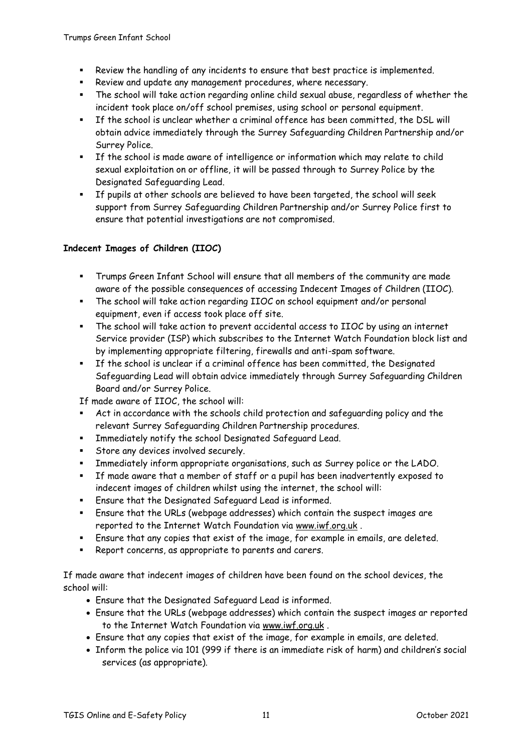- Review the handling of any incidents to ensure that best practice is implemented.
- Review and update any management procedures, where necessary.
- The school will take action regarding online child sexual abuse, regardless of whether the incident took place on/off school premises, using school or personal equipment.
- If the school is unclear whether a criminal offence has been committed, the DSL will obtain advice immediately through the Surrey Safeguarding Children Partnership and/or Surrey Police.
- If the school is made aware of intelligence or information which may relate to child sexual exploitation on or offline, it will be passed through to Surrey Police by the Designated Safeguarding Lead.
- If pupils at other schools are believed to have been targeted, the school will seek support from Surrey Safeguarding Children Partnership and/or Surrey Police first to ensure that potential investigations are not compromised.

**Indecent Images of Children (IIOC)**

- Trumps Green Infant School will ensure that all members of the community are made aware of the possible consequences of accessing Indecent Images of Children (IIOC).
- The school will take action regarding IIOC on school equipment and/or personal equipment, even if access took place off site.
- The school will take action to prevent accidental access to IIOC by using an internet Service provider (ISP) which subscribes to the Internet Watch Foundation block list and by implementing appropriate filtering, firewalls and anti-spam software.
- If the school is unclear if a criminal offence has been committed, the Designated Safeguarding Lead will obtain advice immediately through Surrey Safeguarding Children Board and/or Surrey Police.

If made aware of IIOC, the school will:

- Act in accordance with the schools child protection and safeguarding policy and the relevant Surrey Safeguarding Children Partnership procedures.
- Immediately notify the school Designated Safeguard Lead.
- Store any devices involved securely.
- Immediately inform appropriate organisations, such as Surrey police or the LADO.
- If made aware that a member of staff or a pupil has been inadvertently exposed to indecent images of children whilst using the internet, the school will:
- Ensure that the Designated Safeguard Lead is informed.
- Ensure that the URLs (webpage addresses) which contain the suspect images are reported to the Internet Watch Foundation via www.iwf.org.uk .
- Ensure that any copies that exist of the image, for example in emails, are deleted.
- Report concerns, as appropriate to parents and carers.

If made aware that indecent images of children have been found on the school devices, the school will:

- Ensure that the Designated Safeguard Lead is informed.
- Ensure that the URLs (webpage addresses) which contain the suspect images ar reported to the Internet Watch Foundation via www.iwf.org.uk .
- Ensure that any copies that exist of the image, for example in emails, are deleted.
- Inform the police via 101 (999 if there is an immediate risk of harm) and children's social services (as appropriate).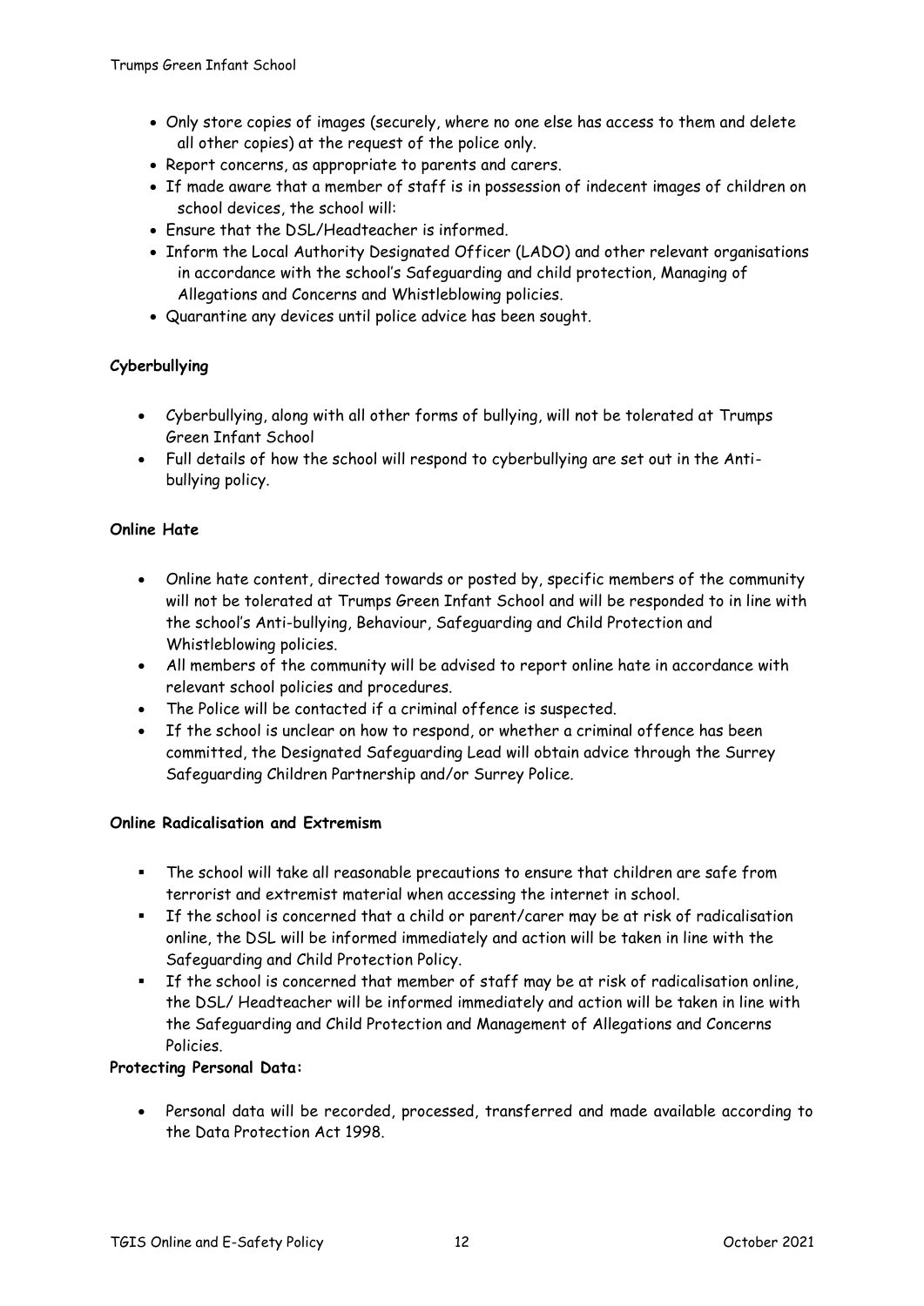- Only store copies of images (securely, where no one else has access to them and delete all other copies) at the request of the police only.
- Report concerns, as appropriate to parents and carers.
- If made aware that a member of staff is in possession of indecent images of children on school devices, the school will:
- Ensure that the DSL/Headteacher is informed.
- Inform the Local Authority Designated Officer (LADO) and other relevant organisations in accordance with the school's Safeguarding and child protection, Managing of Allegations and Concerns and Whistleblowing policies.
- Quarantine any devices until police advice has been sought.

**Cyberbullying**

- Cyberbullying, along with all other forms of bullying, will not be tolerated at Trumps Green Infant School
- Full details of how the school will respond to cyberbullying are set out in the Anti-bullying policy.

**Online Hate**

- Online hate content, directed towards or posted by, specific members of the community will not be tolerated at Trumps Green Infant School and will be responded to in line with the school's Anti-bullying, Behaviour, Safeguarding and Child Protection and Whistleblowing policies.
- All members of the community will be advised to report online hate in accordance with relevant school policies and procedures.
- The Police will be contacted if a criminal offence is suspected.
- If the school is unclear on how to respond, or whether a criminal offence has been committed, the Designated Safeguarding Lead will obtain advice through the Surrey Safeguarding Children Partnership and/or Surrey Police.

**Online Radicalisation and Extremism**

- The school will take all reasonable precautions to ensure that children are safe from terrorist and extremist material when accessing the internet in school.
- If the school is concerned that a child or parent/carer may be at risk of radicalisation online, the DSL will be informed immediately and action will be taken in line with the Safeguarding and Child Protection Policy.
- If the school is concerned that member of staff may be at risk of radicalisation online, the DSL/ Headteacher will be informed immediately and action will be taken in line with the Safeguarding and Child Protection and Management of Allegations and Concerns Policies.

**Protecting Personal Data:**

- Personal data will be recorded, processed, transferred and made available according to the Data Protection Act 1998.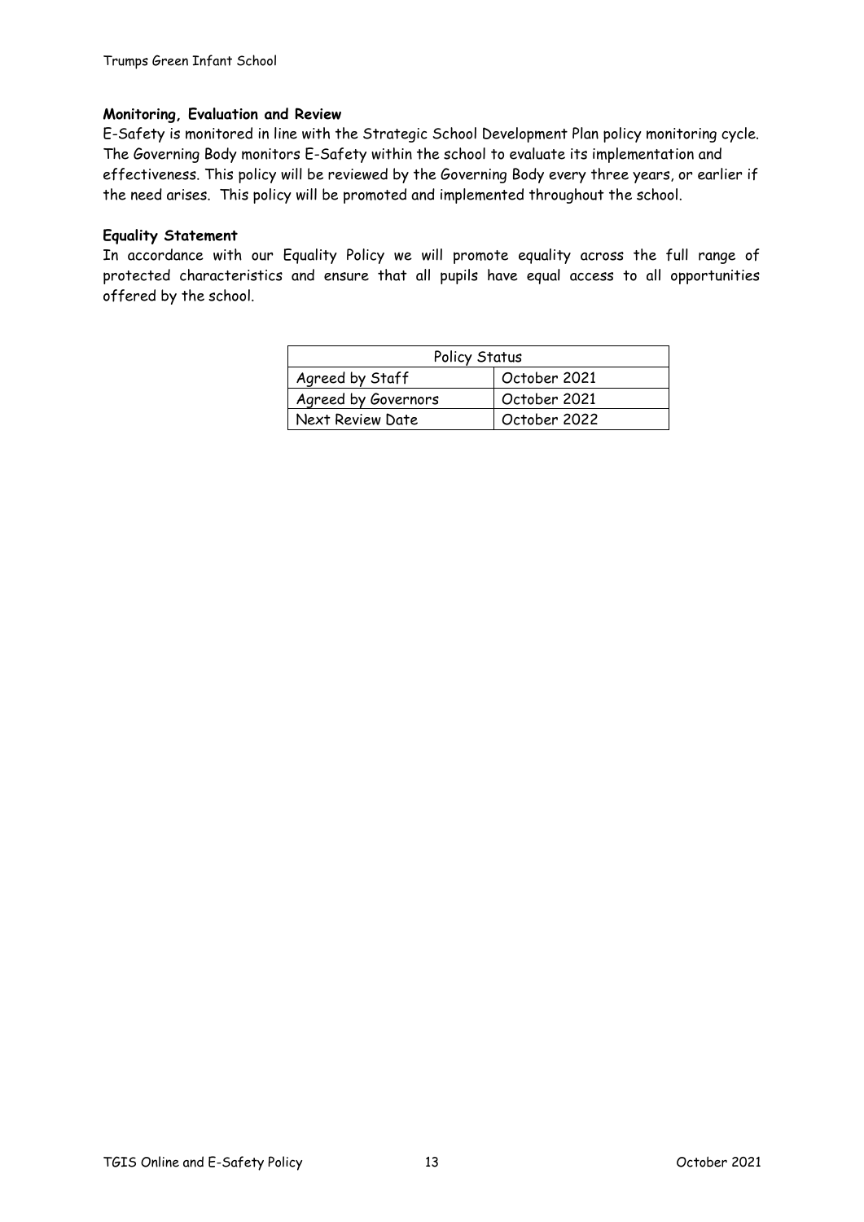**Monitoring, Evaluation and Review**

E-Safety is monitored in line with the Strategic School Development Plan policy monitoring cycle. The Governing Body monitors E-Safety within the school to evaluate its implementation and effectiveness. This policy will be reviewed by the Governing Body every three years, or earlier if the need arises. This policy will be promoted and implemented throughout the school.

**Equality Statement**

In accordance with our Equality Policy we will promote equality across the full range of protected characteristics and ensure that all pupils have equal access to all opportunities offered by the school.

| Policy Status | |
|---|---|
| Agreed by Staff | October 2021 |
| Agreed by Governors | October 2021 |
| Next Review Date | October 2022 |